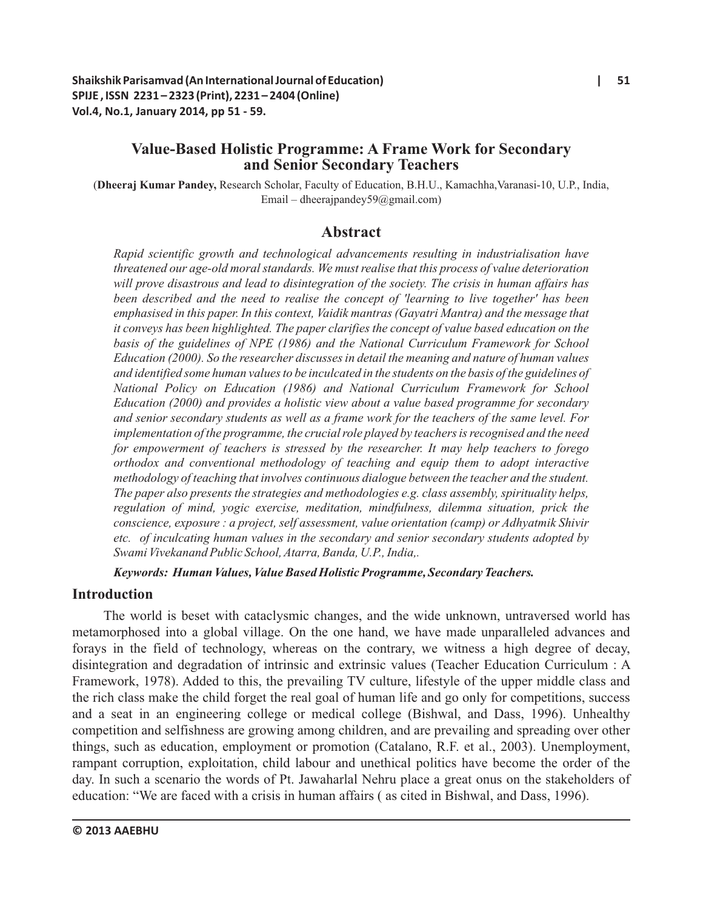# Value-Based Holistic Programme: A Frame Work for Secondary and Senior Secondary Teachers

(**Dheeraj Kumar Pandey,** Research Scholar, Faculty of Education, B.H.U., Kamachha,Varanasi-10, U.P., India, Email – dheerajpandey59@gmail.com)

## Abstract

*Rapid scientific growth and technological advancements resulting in industrialisation have threatened our age-old moral standards. We must realise that this process of value deterioration will prove disastrous and lead to disintegration of the society. The crisis in human affairs has been described and the need to realise the concept of 'learning to live together' has been emphasised in this paper. In this context, Vaidik mantras (Gayatri Mantra) and the message that it conveys has been highlighted. The paper clarifies the concept of value based education on the basis of the guidelines of NPE (1986) and the National Curriculum Framework for School Education (2000). So the researcher discusses in detail the meaning and nature of human values and identified some human values to be inculcated in the students on the basis of the guidelines of National Policy on Education (1986) and National Curriculum Framework for School Education (2000) and provides a holistic view about a value based programme for secondary and senior secondary students as well as a frame work for the teachers of the same level. For implementation of the programme, the crucial role played by teachers is recognised and the need for empowerment of teachers is stressed by the researcher. It may help teachers to forego orthodox and conventional methodology of teaching and equip them to adopt interactive methodology of teaching that involves continuous dialogue between the teacher and the student. The paper also presents the strategies and methodologies e.g. class assembly, spirituality helps, regulation of mind, yogic exercise, meditation, mindfulness, dilemma situation, prick the conscience, exposure : a project, self assessment, value orientation (camp) or Adhyatmik Shivir etc. of inculcating human values in the secondary and senior secondary students adopted by Swami Vivekanand Public School, Atarra, Banda, U.P., India,.*

***Keywords: Human Values, Value Based Holistic Programme, Secondary Teachers.***

## Introduction

The world is beset with cataclysmic changes, and the wide unknown, untraversed world has metamorphosed into a global village. On the one hand, we have made unparalleled advances and forays in the field of technology, whereas on the contrary, we witness a high degree of decay, disintegration and degradation of intrinsic and extrinsic values (Teacher Education Curriculum : A Framework, 1978). Added to this, the prevailing TV culture, lifestyle of the upper middle class and the rich class make the child forget the real goal of human life and go only for competitions, success and a seat in an engineering college or medical college (Bishwal, and Dass, 1996). Unhealthy competition and selfishness are growing among children, and are prevailing and spreading over other things, such as education, employment or promotion (Catalano, R.F. et al., 2003). Unemployment, rampant corruption, exploitation, child labour and unethical politics have become the order of the day. In such a scenario the words of Pt. Jawaharlal Nehru place a great onus on the stakeholders of education: "We are faced with a crisis in human affairs ( as cited in Bishwal, and Dass, 1996).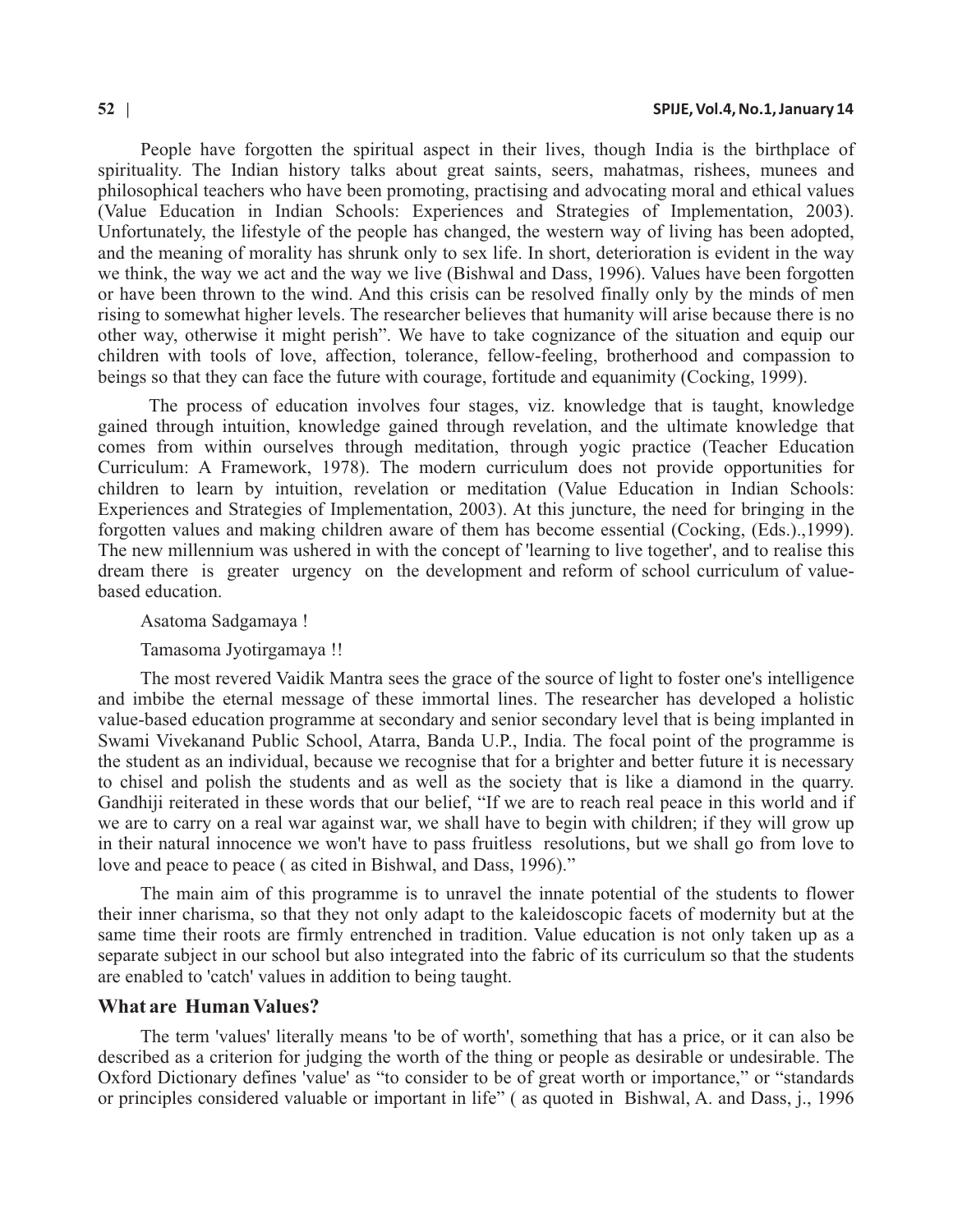People have forgotten the spiritual aspect in their lives, though India is the birthplace of spirituality. The Indian history talks about great saints, seers, mahatmas, rishees, munees and philosophical teachers who have been promoting, practising and advocating moral and ethical values (Value Education in Indian Schools: Experiences and Strategies of Implementation, 2003). Unfortunately, the lifestyle of the people has changed, the western way of living has been adopted, and the meaning of morality has shrunk only to sex life. In short, deterioration is evident in the way we think, the way we act and the way we live (Bishwal and Dass, 1996). Values have been forgotten or have been thrown to the wind. And this crisis can be resolved finally only by the minds of men rising to somewhat higher levels. The researcher believes that humanity will arise because there is no other way, otherwise it might perish". We have to take cognizance of the situation and equip our children with tools of love, affection, tolerance, fellow-feeling, brotherhood and compassion to beings so that they can face the future with courage, fortitude and equanimity (Cocking, 1999).

The process of education involves four stages, viz. knowledge that is taught, knowledge gained through intuition, knowledge gained through revelation, and the ultimate knowledge that comes from within ourselves through meditation, through yogic practice (Teacher Education Curriculum: A Framework, 1978). The modern curriculum does not provide opportunities for children to learn by intuition, revelation or meditation (Value Education in Indian Schools: Experiences and Strategies of Implementation, 2003). At this juncture, the need for bringing in the forgotten values and making children aware of them has become essential (Cocking, (Eds.).,1999). The new millennium was ushered in with the concept of 'learning to live together', and to realise this dream there is greater urgency on the development and reform of school curriculum of value-based education.

Asatoma Sadgamaya !

Tamasoma Jyotirgamaya !!

The most revered Vaidik Mantra sees the grace of the source of light to foster one's intelligence and imbibe the eternal message of these immortal lines. The researcher has developed a holistic value-based education programme at secondary and senior secondary level that is being implanted in Swami Vivekanand Public School, Atarra, Banda U.P., India. The focal point of the programme is the student as an individual, because we recognise that for a brighter and better future it is necessary to chisel and polish the students and as well as the society that is like a diamond in the quarry. Gandhiji reiterated in these words that our belief, "If we are to reach real peace in this world and if we are to carry on a real war against war, we shall have to begin with children; if they will grow up in their natural innocence we won't have to pass fruitless resolutions, but we shall go from love to love and peace to peace ( as cited in Bishwal, and Dass, 1996)."

The main aim of this programme is to unravel the innate potential of the students to flower their inner charisma, so that they not only adapt to the kaleidoscopic facets of modernity but at the same time their roots are firmly entrenched in tradition. Value education is not only taken up as a separate subject in our school but also integrated into the fabric of its curriculum so that the students are enabled to 'catch' values in addition to being taught.

## What are Human Values?

The term 'values' literally means 'to be of worth', something that has a price, or it can also be described as a criterion for judging the worth of the thing or people as desirable or undesirable. The Oxford Dictionary defines 'value' as "to consider to be of great worth or importance," or "standards or principles considered valuable or important in life" ( as quoted in Bishwal, A. and Dass, j., 1996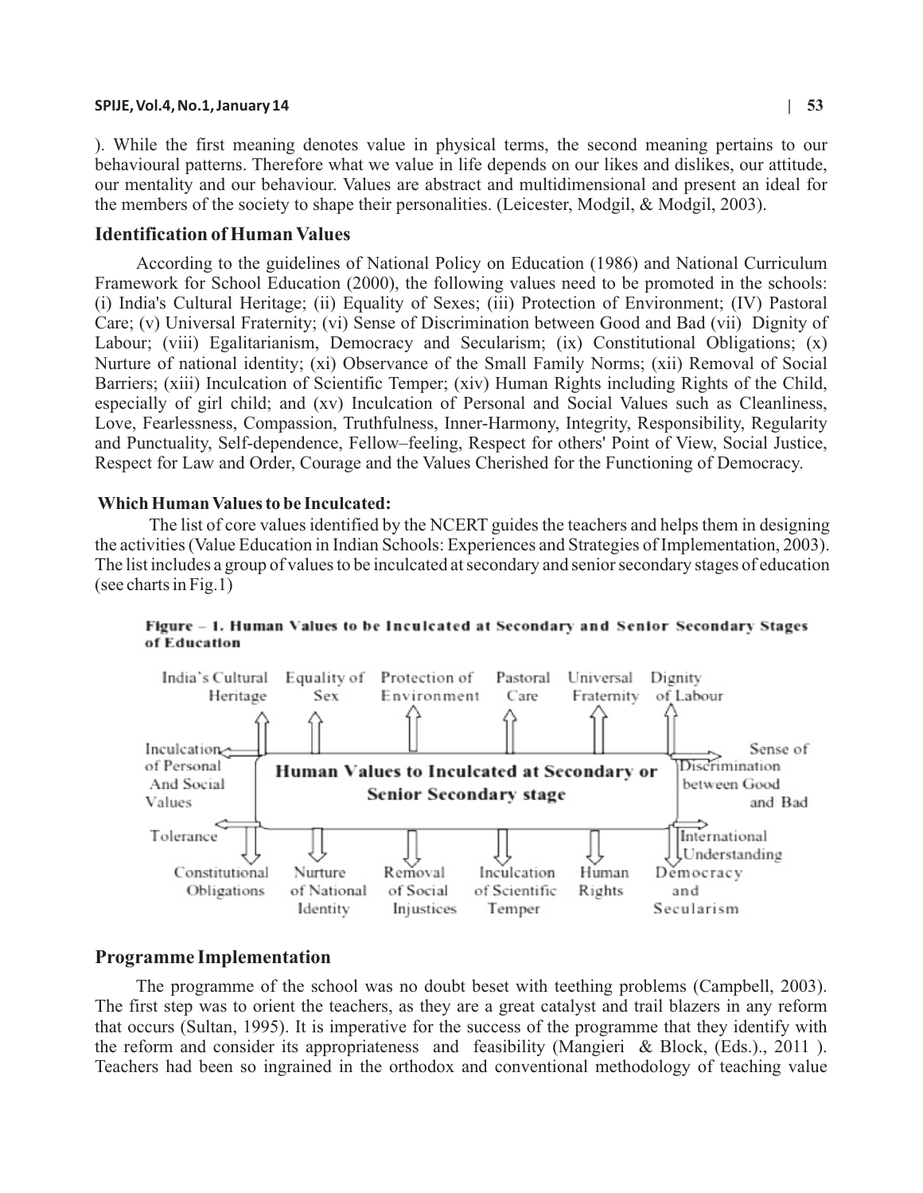). While the first meaning denotes value in physical terms, the second meaning pertains to our behavioural patterns. Therefore what we value in life depends on our likes and dislikes, our attitude, our mentality and our behaviour. Values are abstract and multidimensional and present an ideal for the members of the society to shape their personalities. (Leicester, Modgil, & Modgil, 2003).

## Identification of Human Values

According to the guidelines of National Policy on Education (1986) and National Curriculum Framework for School Education (2000), the following values need to be promoted in the schools: (i) India's Cultural Heritage; (ii) Equality of Sexes; (iii) Protection of Environment; (IV) Pastoral Care; (v) Universal Fraternity; (vi) Sense of Discrimination between Good and Bad (vii) Dignity of Labour; (viii) Egalitarianism, Democracy and Secularism; (ix) Constitutional Obligations; (x) Nurture of national identity; (xi) Observance of the Small Family Norms; (xii) Removal of Social Barriers; (xiii) Inculcation of Scientific Temper; (xiv) Human Rights including Rights of the Child, especially of girl child; and (xv) Inculcation of Personal and Social Values such as Cleanliness, Love, Fearlessness, Compassion, Truthfulness, Inner-Harmony, Integrity, Responsibility, Regularity and Punctuality, Self-dependence, Fellow–feeling, Respect for others' Point of View, Social Justice, Respect for Law and Order, Courage and the Values Cherished for the Functioning of Democracy.

### Which Human Values to be Inculcated:

The list of core values identified by the NCERT guides the teachers and helps them in designing the activities (Value Education in Indian Schools: Experiences and Strategies of Implementation, 2003). The list includes a group of values to be inculcated at secondary and senior secondary stages of education (see charts in Fig.1)

**Figure – 1. Human Values to be Inculcated at Secondary and Senior Secondary Stages of Education**

Human Values to Inculcated at Secondary or Senior Secondary stage:

- India's Cultural Heritage
- Equality of Sex
- Protection of Environment
- Pastoral Care
- Universal Fraternity
- Dignity of Labour
- Sense of Discrimination between Good and Bad
- International Understanding
- Democracy and Secularism
- Human Rights
- Inculcation of Scientific Temper
- Removal of Social Injustices
- Nurture of National Identity
- Constitutional Obligations
- Tolerance
- Inculcation of Personal And Social Values

## Programme Implementation

The programme of the school was no doubt beset with teething problems (Campbell, 2003). The first step was to orient the teachers, as they are a great catalyst and trail blazers in any reform that occurs (Sultan, 1995). It is imperative for the success of the programme that they identify with the reform and consider its appropriateness and feasibility (Mangieri & Block, (Eds.)., 2011 ). Teachers had been so ingrained in the orthodox and conventional methodology of teaching value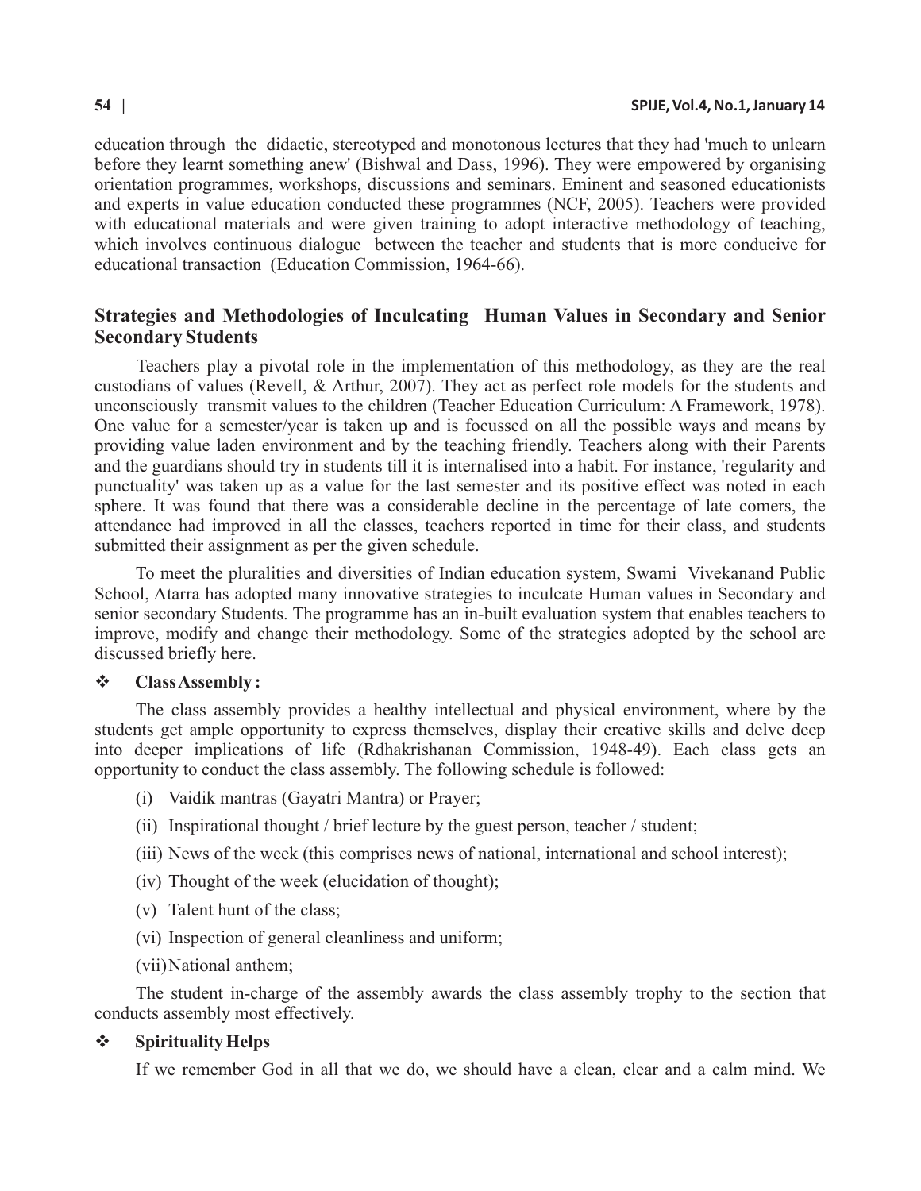education through the didactic, stereotyped and monotonous lectures that they had 'much to unlearn before they learnt something anew' (Bishwal and Dass, 1996). They were empowered by organising orientation programmes, workshops, discussions and seminars. Eminent and seasoned educationists and experts in value education conducted these programmes (NCF, 2005). Teachers were provided with educational materials and were given training to adopt interactive methodology of teaching, which involves continuous dialogue between the teacher and students that is more conducive for educational transaction (Education Commission, 1964-66).

## Strategies and Methodologies of Inculcating Human Values in Secondary and Senior Secondary Students

Teachers play a pivotal role in the implementation of this methodology, as they are the real custodians of values (Revell, & Arthur, 2007). They act as perfect role models for the students and unconsciously transmit values to the children (Teacher Education Curriculum: A Framework, 1978). One value for a semester/year is taken up and is focussed on all the possible ways and means by providing value laden environment and by the teaching friendly. Teachers along with their Parents and the guardians should try in students till it is internalised into a habit. For instance, 'regularity and punctuality' was taken up as a value for the last semester and its positive effect was noted in each sphere. It was found that there was a considerable decline in the percentage of late comers, the attendance had improved in all the classes, teachers reported in time for their class, and students submitted their assignment as per the given schedule.

To meet the pluralities and diversities of Indian education system, Swami Vivekanand Public School, Atarra has adopted many innovative strategies to inculcate Human values in Secondary and senior secondary Students. The programme has an in-built evaluation system that enables teachers to improve, modify and change their methodology. Some of the strategies adopted by the school are discussed briefly here.

❖ **Class Assembly :**

The class assembly provides a healthy intellectual and physical environment, where by the students get ample opportunity to express themselves, display their creative skills and delve deep into deeper implications of life (Rdhakrishanan Commission, 1948-49). Each class gets an opportunity to conduct the class assembly. The following schedule is followed:

(i) Vaidik mantras (Gayatri Mantra) or Prayer;

(ii) Inspirational thought / brief lecture by the guest person, teacher / student;

(iii) News of the week (this comprises news of national, international and school interest);

(iv) Thought of the week (elucidation of thought);

(v) Talent hunt of the class;

(vi) Inspection of general cleanliness and uniform;

(vii) National anthem;

The student in-charge of the assembly awards the class assembly trophy to the section that conducts assembly most effectively.

❖ **Spirituality Helps**

If we remember God in all that we do, we should have a clean, clear and a calm mind. We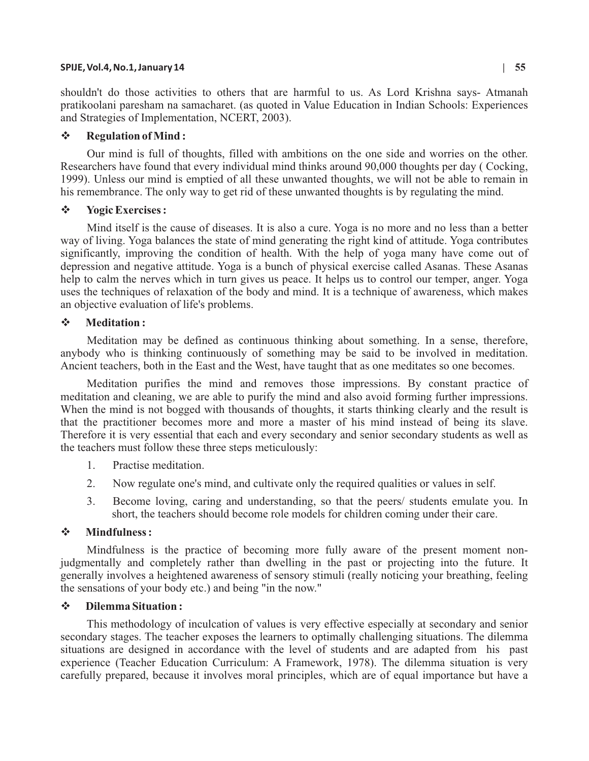shouldn't do those activities to others that are harmful to us. As Lord Krishna says- Atmanah pratikoolani paresham na samacharet. (as quoted in Value Education in Indian Schools: Experiences and Strategies of Implementation, NCERT, 2003).

❖ **Regulation of Mind :**

Our mind is full of thoughts, filled with ambitions on the one side and worries on the other. Researchers have found that every individual mind thinks around 90,000 thoughts per day ( Cocking, 1999). Unless our mind is emptied of all these unwanted thoughts, we will not be able to remain in his remembrance. The only way to get rid of these unwanted thoughts is by regulating the mind.

❖ **Yogic Exercises :**

Mind itself is the cause of diseases. It is also a cure. Yoga is no more and no less than a better way of living. Yoga balances the state of mind generating the right kind of attitude. Yoga contributes significantly, improving the condition of health. With the help of yoga many have come out of depression and negative attitude. Yoga is a bunch of physical exercise called Asanas. These Asanas help to calm the nerves which in turn gives us peace. It helps us to control our temper, anger. Yoga uses the techniques of relaxation of the body and mind. It is a technique of awareness, which makes an objective evaluation of life's problems.

❖ **Meditation :**

Meditation may be defined as continuous thinking about something. In a sense, therefore, anybody who is thinking continuously of something may be said to be involved in meditation. Ancient teachers, both in the East and the West, have taught that as one meditates so one becomes.

Meditation purifies the mind and removes those impressions. By constant practice of meditation and cleaning, we are able to purify the mind and also avoid forming further impressions. When the mind is not bogged with thousands of thoughts, it starts thinking clearly and the result is that the practitioner becomes more and more a master of his mind instead of being its slave. Therefore it is very essential that each and every secondary and senior secondary students as well as the teachers must follow these three steps meticulously:

1. Practise meditation.
2. Now regulate one's mind, and cultivate only the required qualities or values in self.
3. Become loving, caring and understanding, so that the peers/ students emulate you. In short, the teachers should become role models for children coming under their care.

❖ **Mindfulness :**

Mindfulness is the practice of becoming more fully aware of the present moment non-judgmentally and completely rather than dwelling in the past or projecting into the future. It generally involves a heightened awareness of sensory stimuli (really noticing your breathing, feeling the sensations of your body etc.) and being "in the now."

❖ **Dilemma Situation :**

This methodology of inculcation of values is very effective especially at secondary and senior secondary stages. The teacher exposes the learners to optimally challenging situations. The dilemma situations are designed in accordance with the level of students and are adapted from his past experience (Teacher Education Curriculum: A Framework, 1978). The dilemma situation is very carefully prepared, because it involves moral principles, which are of equal importance but have a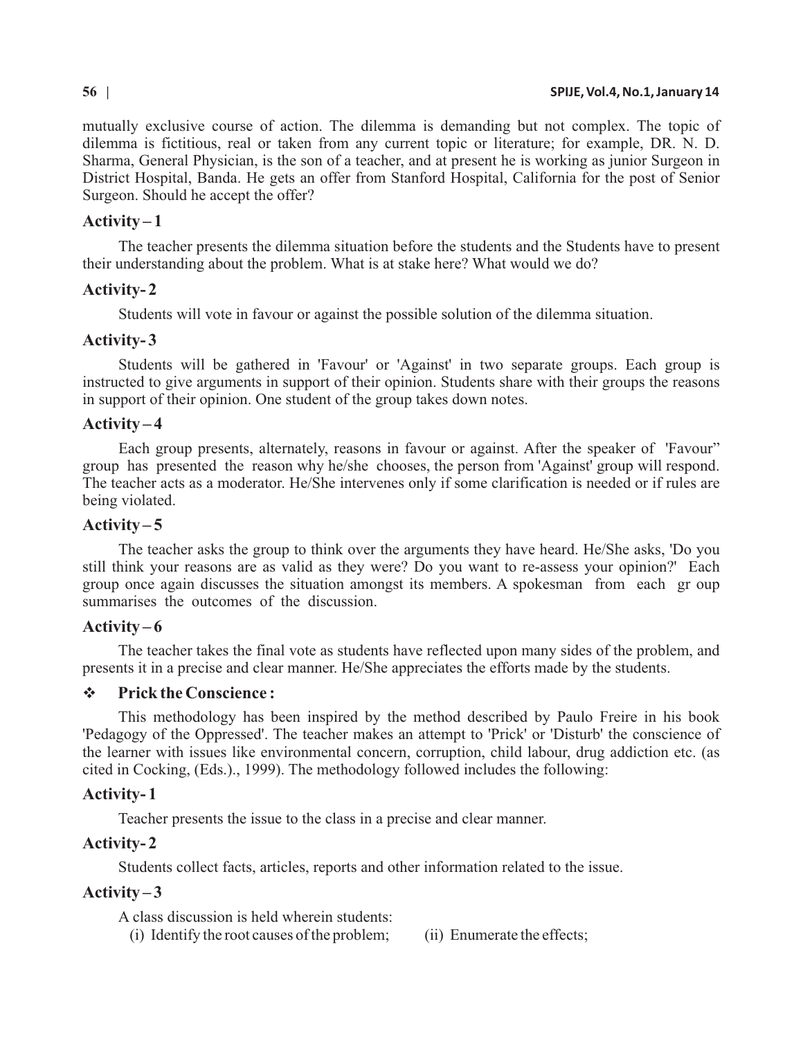mutually exclusive course of action. The dilemma is demanding but not complex. The topic of dilemma is fictitious, real or taken from any current topic or literature; for example, DR. N. D. Sharma, General Physician, is the son of a teacher, and at present he is working as junior Surgeon in District Hospital, Banda. He gets an offer from Stanford Hospital, California for the post of Senior Surgeon. Should he accept the offer?

### Activity – 1

The teacher presents the dilemma situation before the students and the Students have to present their understanding about the problem. What is at stake here? What would we do?

### Activity- 2

Students will vote in favour or against the possible solution of the dilemma situation.

### Activity- 3

Students will be gathered in 'Favour' or 'Against' in two separate groups. Each group is instructed to give arguments in support of their opinion. Students share with their groups the reasons in support of their opinion. One student of the group takes down notes.

### Activity – 4

Each group presents, alternately, reasons in favour or against. After the speaker of 'Favour" group has presented the reason why he/she chooses, the person from 'Against' group will respond. The teacher acts as a moderator. He/She intervenes only if some clarification is needed or if rules are being violated.

### Activity – 5

The teacher asks the group to think over the arguments they have heard. He/She asks, 'Do you still think your reasons are as valid as they were? Do you want to re-assess your opinion?' Each group once again discusses the situation amongst its members. A spokesman from each gr oup summarises the outcomes of the discussion.

### Activity – 6

The teacher takes the final vote as students have reflected upon many sides of the problem, and presents it in a precise and clear manner. He/She appreciates the efforts made by the students.

## ❖ Prick the Conscience :

This methodology has been inspired by the method described by Paulo Freire in his book 'Pedagogy of the Oppressed'. The teacher makes an attempt to 'Prick' or 'Disturb' the conscience of the learner with issues like environmental concern, corruption, child labour, drug addiction etc. (as cited in Cocking, (Eds.)., 1999). The methodology followed includes the following:

### Activity- 1

Teacher presents the issue to the class in a precise and clear manner.

### Activity- 2

Students collect facts, articles, reports and other information related to the issue.

### Activity – 3

A class discussion is held wherein students:

(i) Identify the root causes of the problem; (ii) Enumerate the effects;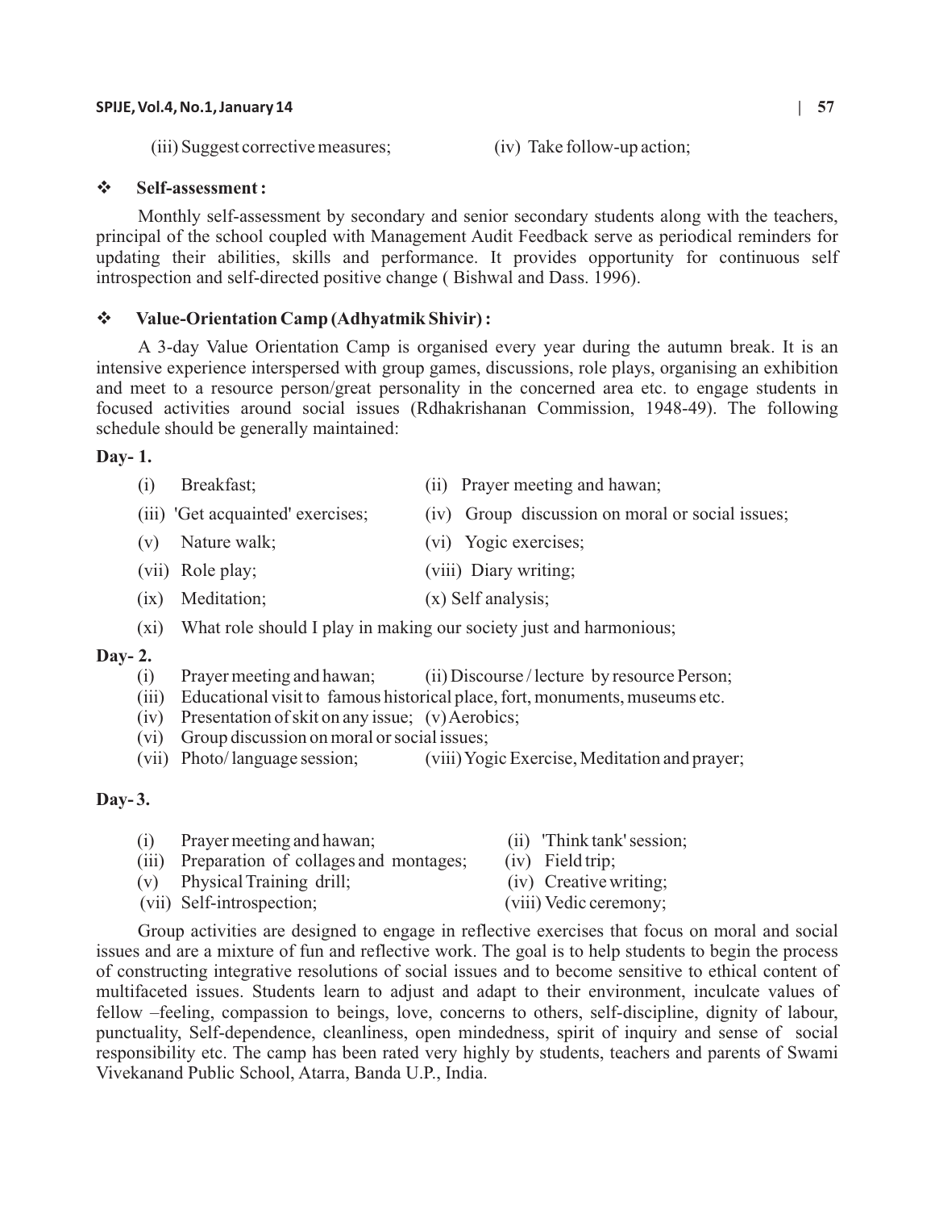(iii) Suggest corrective measures; (iv) Take follow-up action;

- **Self-assessment :**

Monthly self-assessment by secondary and senior secondary students along with the teachers, principal of the school coupled with Management Audit Feedback serve as periodical reminders for updating their abilities, skills and performance. It provides opportunity for continuous self introspection and self-directed positive change ( Bishwal and Dass. 1996).

- **Value-Orientation Camp (Adhyatmik Shivir) :**

A 3-day Value Orientation Camp is organised every year during the autumn break. It is an intensive experience interspersed with group games, discussions, role plays, organising an exhibition and meet to a resource person/great personality in the concerned area etc. to engage students in focused activities around social issues (Rdhakrishanan Commission, 1948-49). The following schedule should be generally maintained:

**Day- 1.**

(i) Breakfast; (ii) Prayer meeting and hawan;
(iii) 'Get acquainted' exercises; (iv) Group discussion on moral or social issues;
(v) Nature walk; (vi) Yogic exercises;
(vii) Role play; (viii) Diary writing;
(ix) Meditation; (x) Self analysis;
(xi) What role should I play in making our society just and harmonious;

**Day- 2.**

(i) Prayer meeting and hawan; (ii) Discourse / lecture by resource Person;
(iii) Educational visit to famous historical place, fort, monuments, museums etc.
(iv) Presentation of skit on any issue; (v) Aerobics;
(vi) Group discussion on moral or social issues;
(vii) Photo/ language session; (viii) Yogic Exercise, Meditation and prayer;

**Day- 3.**

(i) Prayer meeting and hawan; (ii) 'Think tank' session;
(iii) Preparation of collages and montages; (iv) Field trip;
(v) Physical Training drill; (iv) Creative writing;
(vii) Self-introspection; (viii) Vedic ceremony;

Group activities are designed to engage in reflective exercises that focus on moral and social issues and are a mixture of fun and reflective work. The goal is to help students to begin the process of constructing integrative resolutions of social issues and to become sensitive to ethical content of multifaceted issues. Students learn to adjust and adapt to their environment, inculcate values of fellow –feeling, compassion to beings, love, concerns to others, self-discipline, dignity of labour, punctuality, Self-dependence, cleanliness, open mindedness, spirit of inquiry and sense of social responsibility etc. The camp has been rated very highly by students, teachers and parents of Swami Vivekanand Public School, Atarra, Banda U.P., India.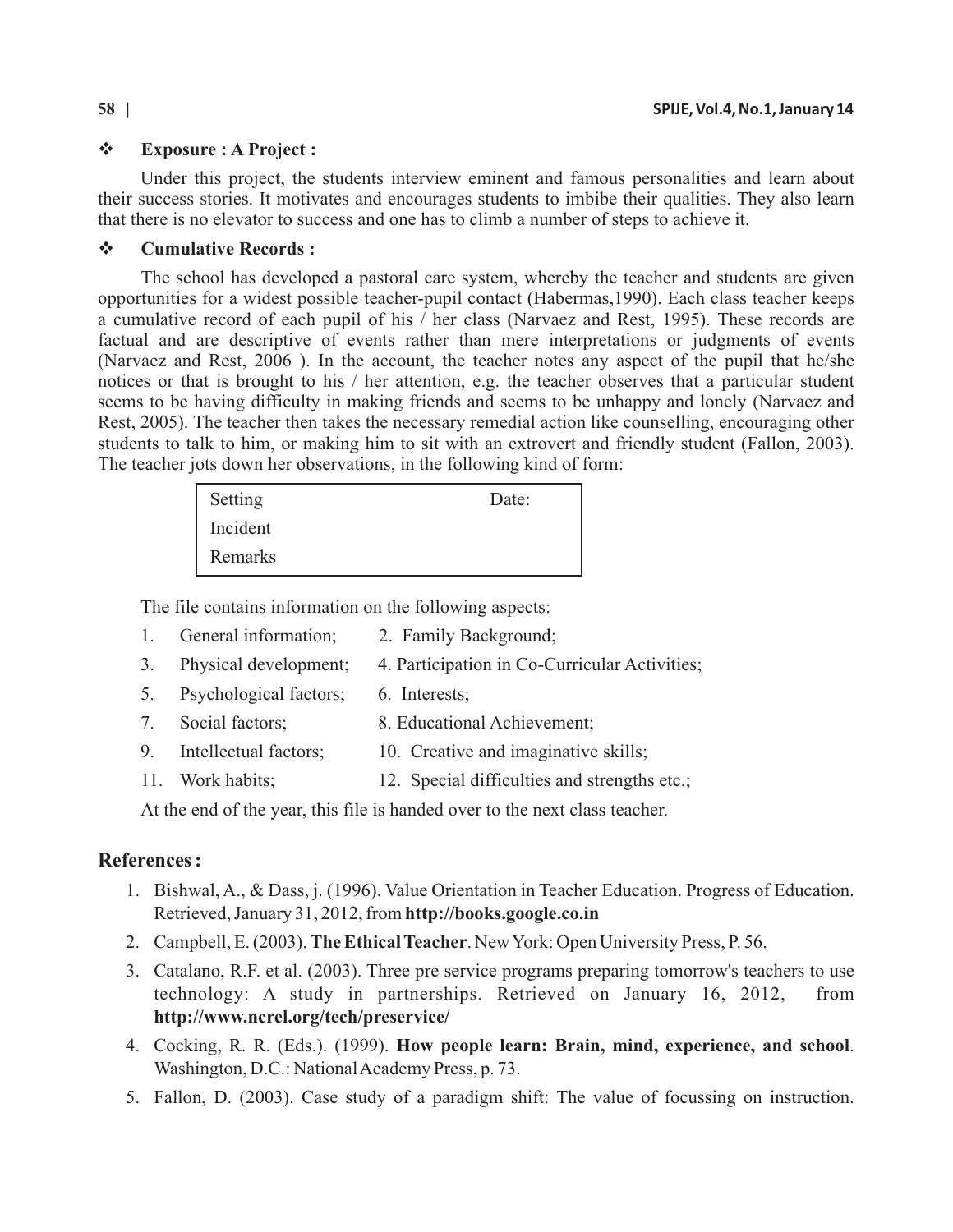- **Exposure : A Project :**

Under this project, the students interview eminent and famous personalities and learn about their success stories. It motivates and encourages students to imbibe their qualities. They also learn that there is no elevator to success and one has to climb a number of steps to achieve it.

- **Cumulative Records :**

The school has developed a pastoral care system, whereby the teacher and students are given opportunities for a widest possible teacher-pupil contact (Habermas,1990). Each class teacher keeps a cumulative record of each pupil of his / her class (Narvaez and Rest, 1995). These records are factual and are descriptive of events rather than mere interpretations or judgments of events (Narvaez and Rest, 2006 ). In the account, the teacher notes any aspect of the pupil that he/she notices or that is brought to his / her attention, e.g. the teacher observes that a particular student seems to be having difficulty in making friends and seems to be unhappy and lonely (Narvaez and Rest, 2005). The teacher then takes the necessary remedial action like counselling, encouraging other students to talk to him, or making him to sit with an extrovert and friendly student (Fallon, 2003). The teacher jots down her observations, in the following kind of form:

| Setting | Date: |
|---|---|
| Incident | |
| Remarks | |

The file contains information on the following aspects:

1. General information;
2. Family Background;
3. Physical development;
4. Participation in Co-Curricular Activities;
5. Psychological factors;
6. Interests;
7. Social factors;
8. Educational Achievement;
9. Intellectual factors;
10. Creative and imaginative skills;
11. Work habits;
12. Special difficulties and strengths etc.;

At the end of the year, this file is handed over to the next class teacher.

## References :

1. Bishwal, A., & Dass, j. (1996). Value Orientation in Teacher Education. Progress of Education. Retrieved, January 31, 2012, from **http://books.google.co.in**
2. Campbell, E. (2003). **The Ethical Teacher**. New York: Open University Press, P. 56.
3. Catalano, R.F. et al. (2003). Three pre service programs preparing tomorrow's teachers to use technology: A study in partnerships. Retrieved on January 16, 2012, from **http://www.ncrel.org/tech/preservice/**
4. Cocking, R. R. (Eds.). (1999). **How people learn: Brain, mind, experience, and school**. Washington, D.C.: National Academy Press, p. 73.
5. Fallon, D. (2003). Case study of a paradigm shift: The value of focussing on instruction.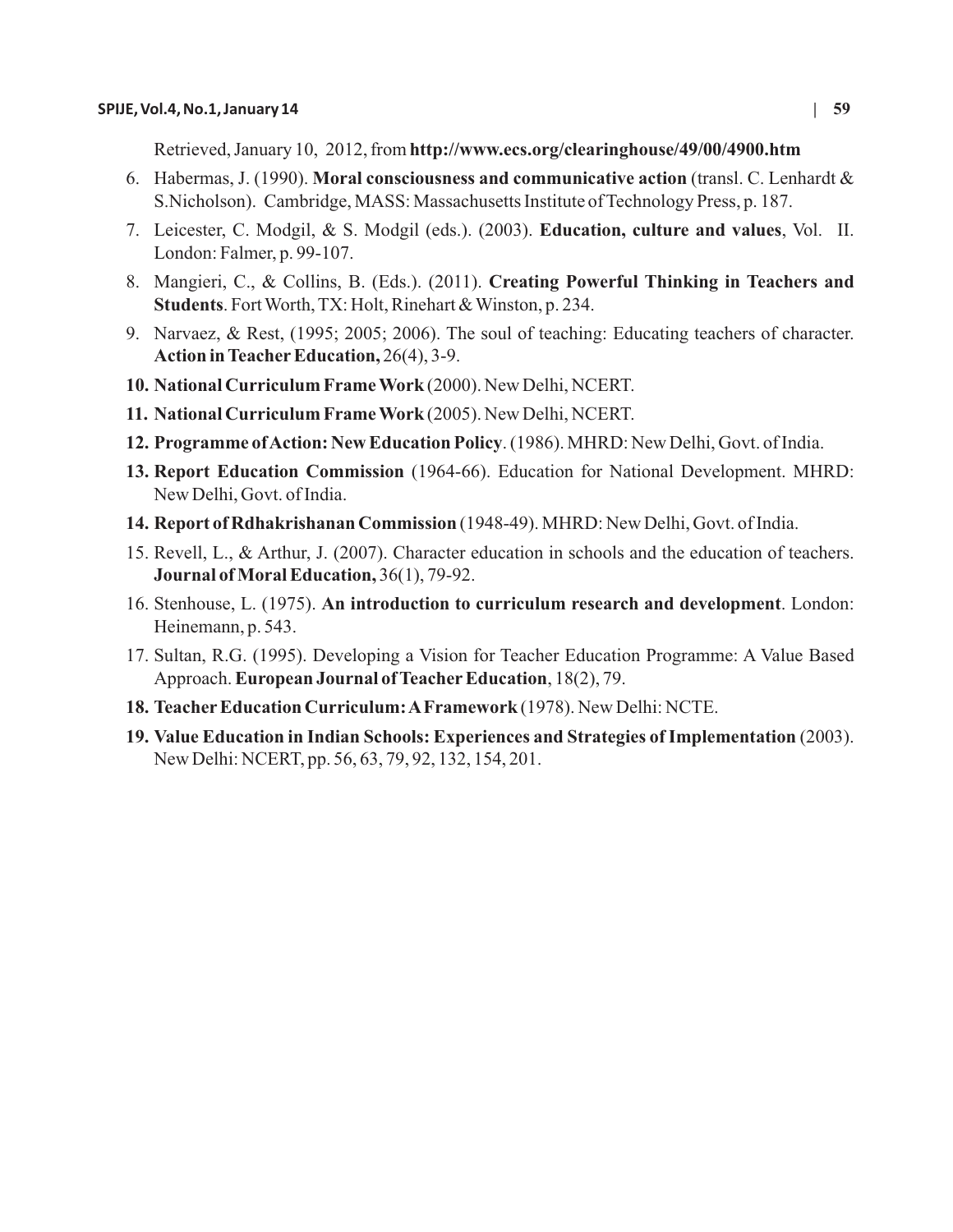Retrieved, January 10, 2012, from **http://www.ecs.org/clearinghouse/49/00/4900.htm**

6. Habermas, J. (1990). **Moral consciousness and communicative action** (transl. C. Lenhardt & S.Nicholson). Cambridge, MASS: Massachusetts Institute of Technology Press, p. 187.
7. Leicester, C. Modgil, & S. Modgil (eds.). (2003). **Education, culture and values**, Vol. II. London: Falmer, p. 99-107.
8. Mangieri, C., & Collins, B. (Eds.). (2011). **Creating Powerful Thinking in Teachers and Students**. Fort Worth, TX: Holt, Rinehart & Winston, p. 234.
9. Narvaez, & Rest, (1995; 2005; 2006). The soul of teaching: Educating teachers of character. **Action in Teacher Education,** 26(4), 3-9.
10. **National Curriculum Frame Work** (2000). New Delhi, NCERT.
11. **National Curriculum Frame Work** (2005). New Delhi, NCERT.
12. **Programme of Action: New Education Policy**. (1986). MHRD: New Delhi, Govt. of India.
13. **Report Education Commission** (1964-66). Education for National Development. MHRD: New Delhi, Govt. of India.
14. **Report of Rdhakrishanan Commission** (1948-49). MHRD: New Delhi, Govt. of India.
15. Revell, L., & Arthur, J. (2007). Character education in schools and the education of teachers. **Journal of Moral Education,** 36(1), 79-92.
16. Stenhouse, L. (1975). **An introduction to curriculum research and development**. London: Heinemann, p. 543.
17. Sultan, R.G. (1995). Developing a Vision for Teacher Education Programme: A Value Based Approach. **European Journal of Teacher Education**, 18(2), 79.
18. **Teacher Education Curriculum: A Framework** (1978). New Delhi: NCTE.
19. **Value Education in Indian Schools: Experiences and Strategies of Implementation** (2003). New Delhi: NCERT, pp. 56, 63, 79, 92, 132, 154, 201.